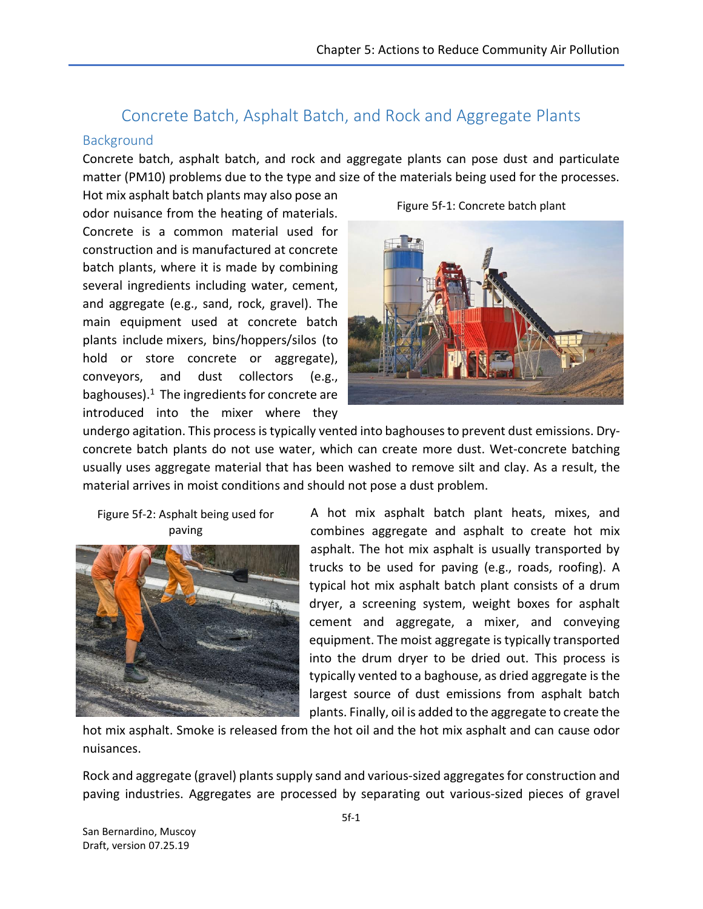# Concrete Batch, Asphalt Batch, and Rock and Aggregate Plants

## Background

Concrete batch, asphalt batch, and rock and aggregate plants can pose dust and particulate matter (PM10) problems due to the type and size of the materials being used for the processes. Hot mix asphalt batch plants may also pose an odor nuisance from the heating of materials. Concrete is a common material used for construction and is manufactured at concrete batch plants, where it is made by combining several ingredients including water, cement, and aggregate (e.g., sand, rock, gravel). The main equipment used at concrete batch plants include mixers, bins/hoppers/silos (to hold or store concrete or aggregate), conveyors, and dust collectors (e.g., baghouses).[1] The ingredients for concrete are introduced into the mixer where they undergo agitation. This process is typically vented into baghouses to prevent dust emissions. Dry-concrete batch plants do not use water, which can create more dust. Wet-concrete batching usually uses aggregate material that has been washed to remove silt and clay. As a result, the material arrives in moist conditions and should not pose a dust problem.

Figure 5f-1: Concrete batch plant

Figure 5f-2: Asphalt being used for paving

A hot mix asphalt batch plant heats, mixes, and combines aggregate and asphalt to create hot mix asphalt. The hot mix asphalt is usually transported by trucks to be used for paving (e.g., roads, roofing). A typical hot mix asphalt batch plant consists of a drum dryer, a screening system, weight boxes for asphalt cement and aggregate, a mixer, and conveying equipment. The moist aggregate is typically transported into the drum dryer to be dried out. This process is typically vented to a baghouse, as dried aggregate is the largest source of dust emissions from asphalt batch plants. Finally, oil is added to the aggregate to create the hot mix asphalt. Smoke is released from the hot oil and the hot mix asphalt and can cause odor nuisances.

Rock and aggregate (gravel) plants supply sand and various-sized aggregates for construction and paving industries. Aggregates are processed by separating out various-sized pieces of gravel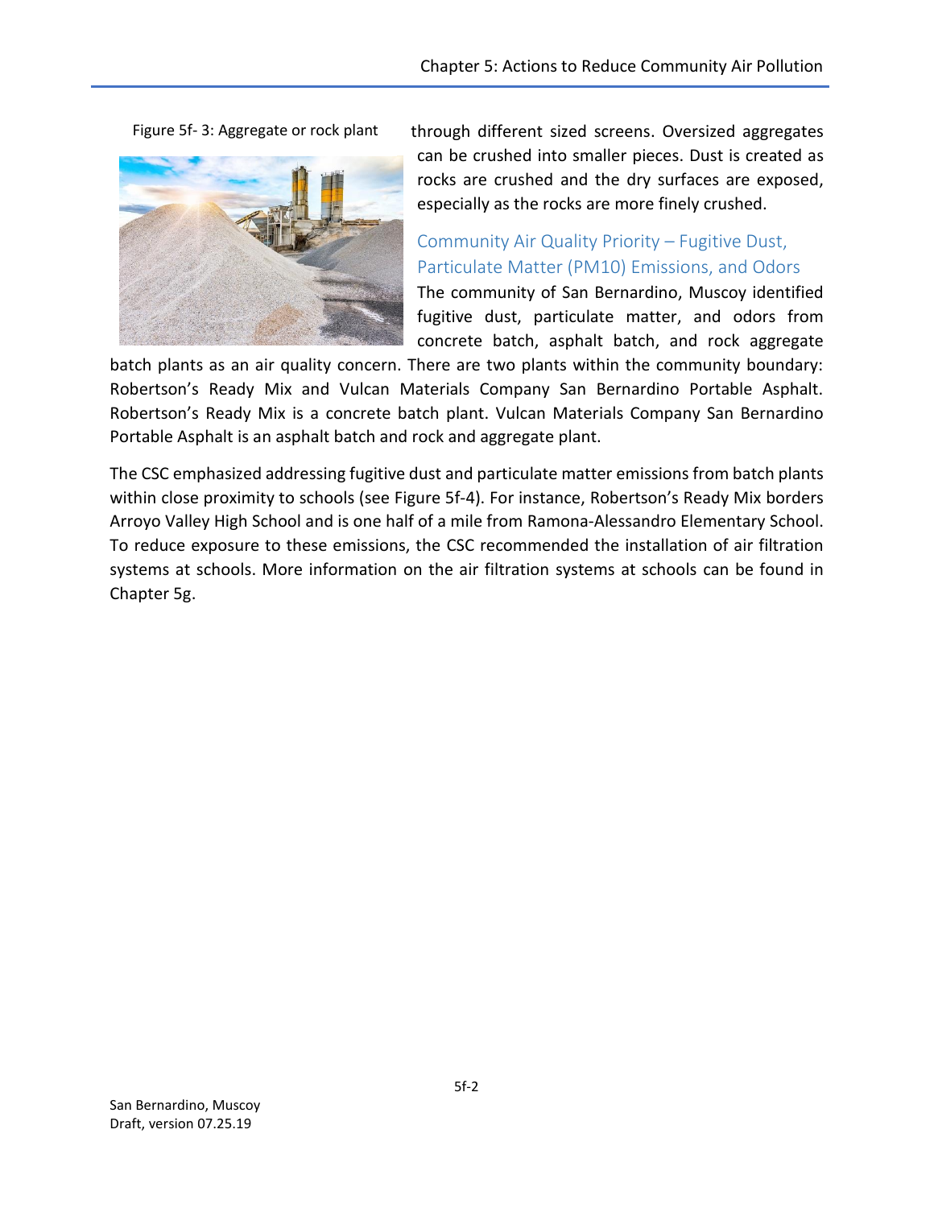Figure 5f- 3: Aggregate or rock plant

through different sized screens. Oversized aggregates can be crushed into smaller pieces. Dust is created as rocks are crushed and the dry surfaces are exposed, especially as the rocks are more finely crushed.

### Community Air Quality Priority – Fugitive Dust, Particulate Matter (PM10) Emissions, and Odors

The community of San Bernardino, Muscoy identified fugitive dust, particulate matter, and odors from concrete batch, asphalt batch, and rock aggregate batch plants as an air quality concern. There are two plants within the community boundary: Robertson's Ready Mix and Vulcan Materials Company San Bernardino Portable Asphalt. Robertson's Ready Mix is a concrete batch plant. Vulcan Materials Company San Bernardino Portable Asphalt is an asphalt batch and rock and aggregate plant.

The CSC emphasized addressing fugitive dust and particulate matter emissions from batch plants within close proximity to schools (see Figure 5f-4). For instance, Robertson's Ready Mix borders Arroyo Valley High School and is one half of a mile from Ramona-Alessandro Elementary School. To reduce exposure to these emissions, the CSC recommended the installation of air filtration systems at schools. More information on the air filtration systems at schools can be found in Chapter 5g.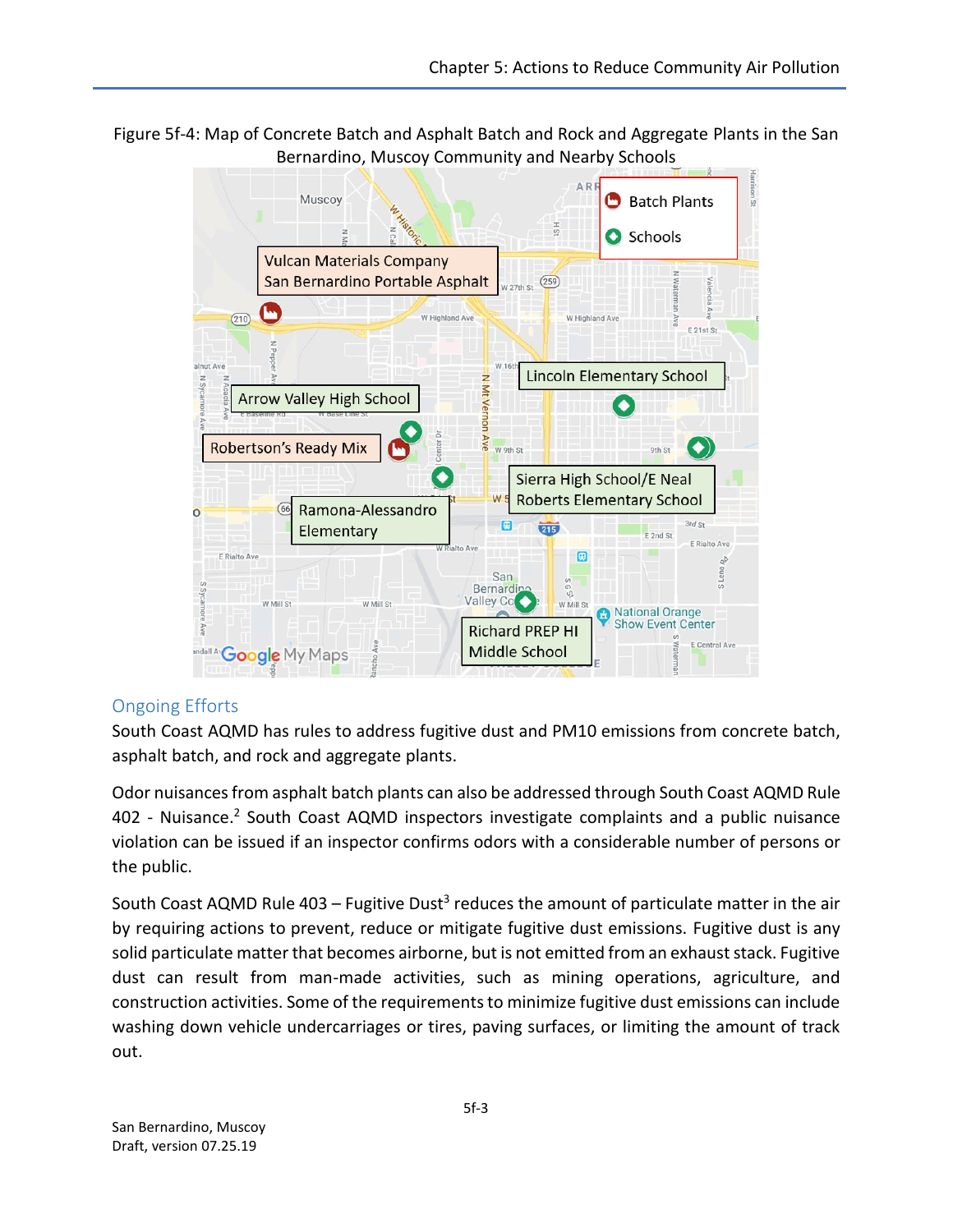Figure 5f-4: Map of Concrete Batch and Asphalt Batch and Rock and Aggregate Plants in the San Bernardino, Muscoy Community and Nearby Schools

## Ongoing Efforts

South Coast AQMD has rules to address fugitive dust and PM10 emissions from concrete batch, asphalt batch, and rock and aggregate plants.

Odor nuisances from asphalt batch plants can also be addressed through South Coast AQMD Rule 402 - Nuisance.[2] South Coast AQMD inspectors investigate complaints and a public nuisance violation can be issued if an inspector confirms odors with a considerable number of persons or the public.

South Coast AQMD Rule 403 – Fugitive Dust[3] reduces the amount of particulate matter in the air by requiring actions to prevent, reduce or mitigate fugitive dust emissions. Fugitive dust is any solid particulate matter that becomes airborne, but is not emitted from an exhaust stack. Fugitive dust can result from man-made activities, such as mining operations, agriculture, and construction activities. Some of the requirements to minimize fugitive dust emissions can include washing down vehicle undercarriages or tires, paving surfaces, or limiting the amount of track out.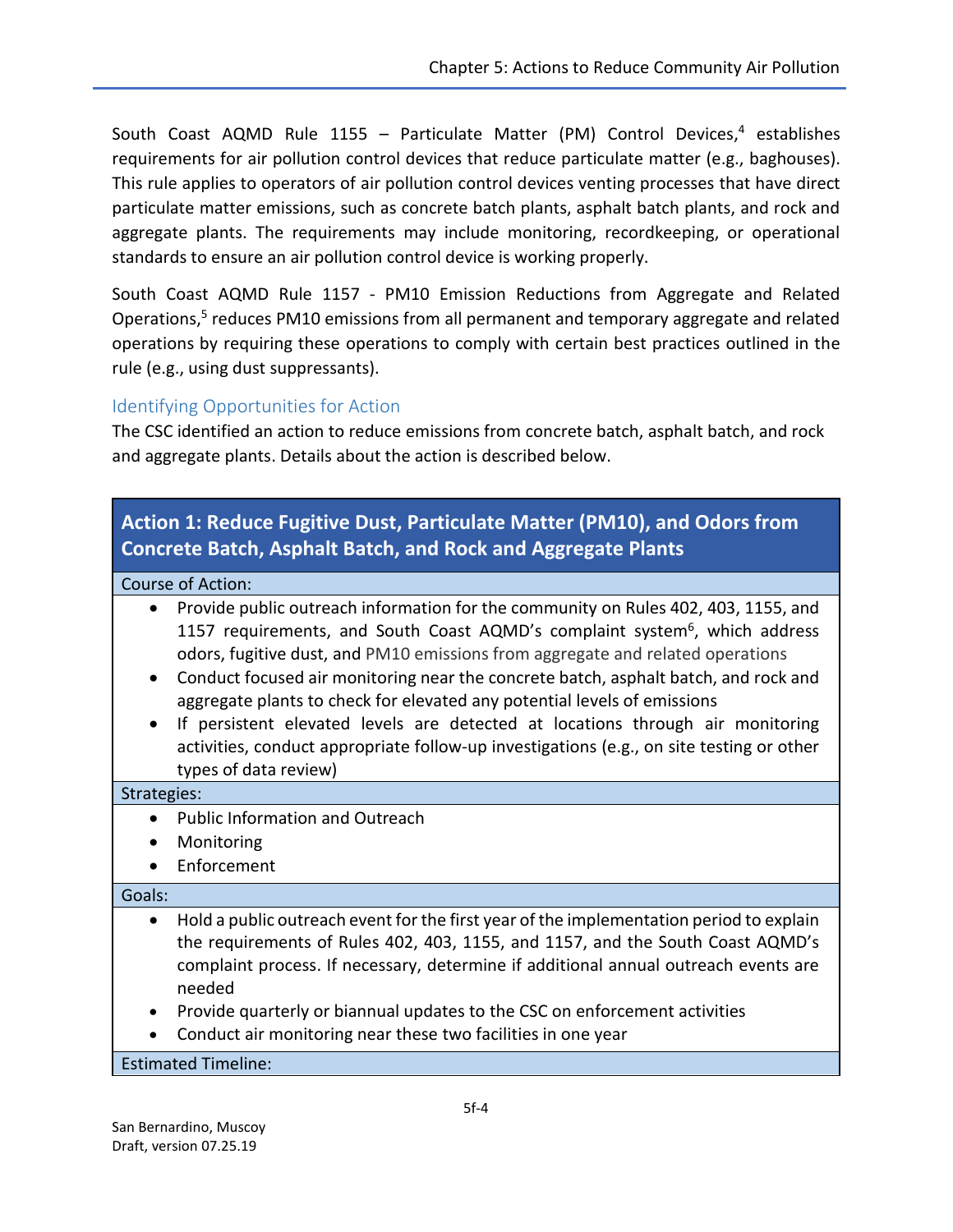South Coast AQMD Rule 1155 – Particulate Matter (PM) Control Devices,[4] establishes requirements for air pollution control devices that reduce particulate matter (e.g., baghouses). This rule applies to operators of air pollution control devices venting processes that have direct particulate matter emissions, such as concrete batch plants, asphalt batch plants, and rock and aggregate plants. The requirements may include monitoring, recordkeeping, or operational standards to ensure an air pollution control device is working properly.

South Coast AQMD Rule 1157 - PM10 Emission Reductions from Aggregate and Related Operations,[5] reduces PM10 emissions from all permanent and temporary aggregate and related operations by requiring these operations to comply with certain best practices outlined in the rule (e.g., using dust suppressants).

### Identifying Opportunities for Action

The CSC identified an action to reduce emissions from concrete batch, asphalt batch, and rock and aggregate plants. Details about the action is described below.

| **Action 1: Reduce Fugitive Dust, Particulate Matter (PM10), and Odors from Concrete Batch, Asphalt Batch, and Rock and Aggregate Plants** |
| --- |
| Course of Action: |
| • Provide public outreach information for the community on Rules 402, 403, 1155, and 1157 requirements, and South Coast AQMD's complaint system[6], which address odors, fugitive dust, and PM10 emissions from aggregate and related operations<br>• Conduct focused air monitoring near the concrete batch, asphalt batch, and rock and aggregate plants to check for elevated any potential levels of emissions<br>• If persistent elevated levels are detected at locations through air monitoring activities, conduct appropriate follow-up investigations (e.g., on site testing or other types of data review) |
| Strategies: |
| • Public Information and Outreach<br>• Monitoring<br>• Enforcement |
| Goals: |
| • Hold a public outreach event for the first year of the implementation period to explain the requirements of Rules 402, 403, 1155, and 1157, and the South Coast AQMD's complaint process. If necessary, determine if additional annual outreach events are needed<br>• Provide quarterly or biannual updates to the CSC on enforcement activities<br>• Conduct air monitoring near these two facilities in one year |
| Estimated Timeline: |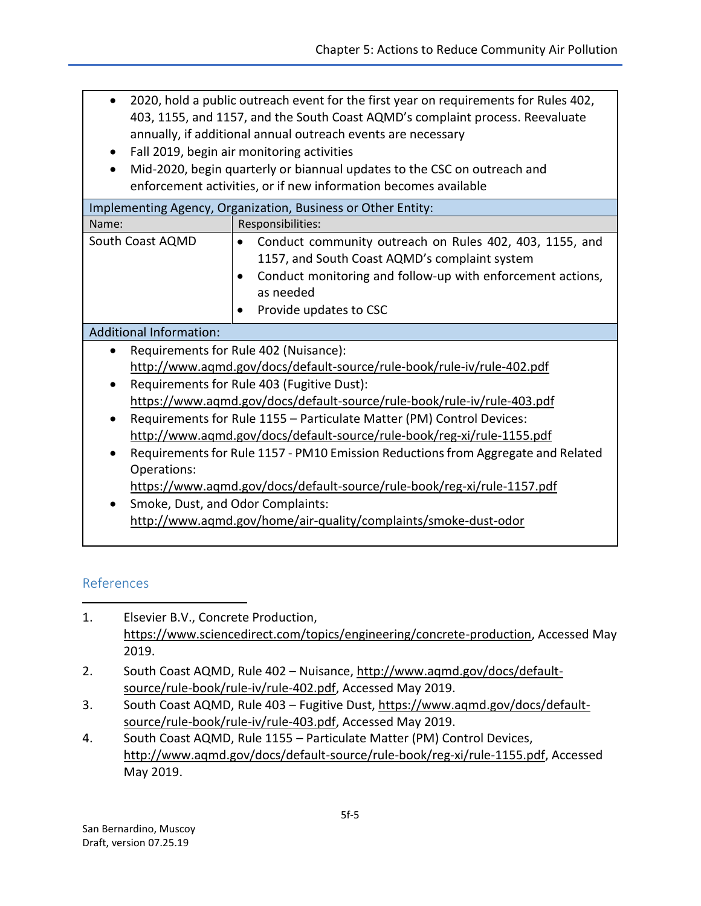- 2020, hold a public outreach event for the first year on requirements for Rules 402, 403, 1155, and 1157, and the South Coast AQMD's complaint process. Reevaluate annually, if additional annual outreach events are necessary
- Fall 2019, begin air monitoring activities
- Mid-2020, begin quarterly or biannual updates to the CSC on outreach and enforcement activities, or if new information becomes available

**Implementing Agency, Organization, Business or Other Entity:**

| Name: | Responsibilities: |
| --- | --- |
| South Coast AQMD | • Conduct community outreach on Rules 402, 403, 1155, and 1157, and South Coast AQMD's complaint system<br>• Conduct monitoring and follow-up with enforcement actions, as needed<br>• Provide updates to CSC |

**Additional Information:**

- Requirements for Rule 402 (Nuisance): http://www.aqmd.gov/docs/default-source/rule-book/rule-iv/rule-402.pdf
- Requirements for Rule 403 (Fugitive Dust): https://www.aqmd.gov/docs/default-source/rule-book/rule-iv/rule-403.pdf
- Requirements for Rule 1155 – Particulate Matter (PM) Control Devices: http://www.aqmd.gov/docs/default-source/rule-book/reg-xi/rule-1155.pdf
- Requirements for Rule 1157 - PM10 Emission Reductions from Aggregate and Related Operations: https://www.aqmd.gov/docs/default-source/rule-book/reg-xi/rule-1157.pdf
- Smoke, Dust, and Odor Complaints: http://www.aqmd.gov/home/air-quality/complaints/smoke-dust-odor

## References

1. Elsevier B.V., Concrete Production, https://www.sciencedirect.com/topics/engineering/concrete-production, Accessed May 2019.
2. South Coast AQMD, Rule 402 – Nuisance, http://www.aqmd.gov/docs/default-source/rule-book/rule-iv/rule-402.pdf, Accessed May 2019.
3. South Coast AQMD, Rule 403 – Fugitive Dust, https://www.aqmd.gov/docs/default-source/rule-book/rule-iv/rule-403.pdf, Accessed May 2019.
4. South Coast AQMD, Rule 1155 – Particulate Matter (PM) Control Devices, http://www.aqmd.gov/docs/default-source/rule-book/reg-xi/rule-1155.pdf, Accessed May 2019.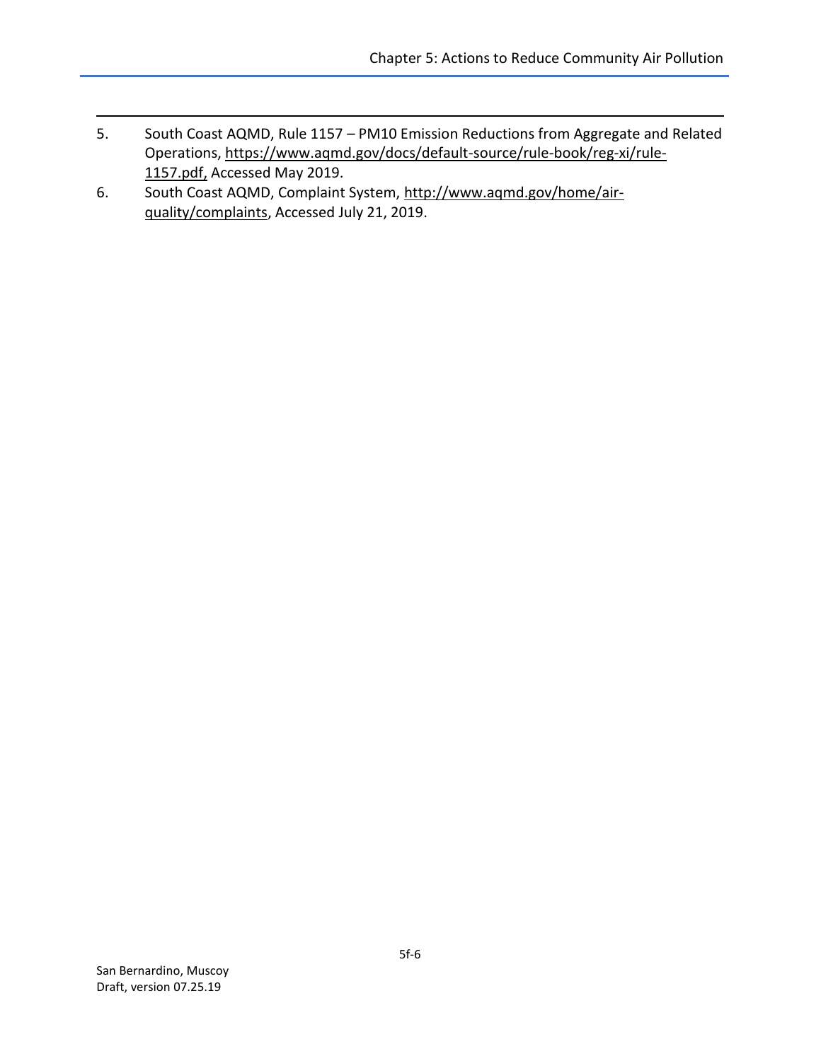5. South Coast AQMD, Rule 1157 – PM10 Emission Reductions from Aggregate and Related Operations, https://www.aqmd.gov/docs/default-source/rule-book/reg-xi/rule-1157.pdf, Accessed May 2019.
6. South Coast AQMD, Complaint System, http://www.aqmd.gov/home/air-quality/complaints, Accessed July 21, 2019.